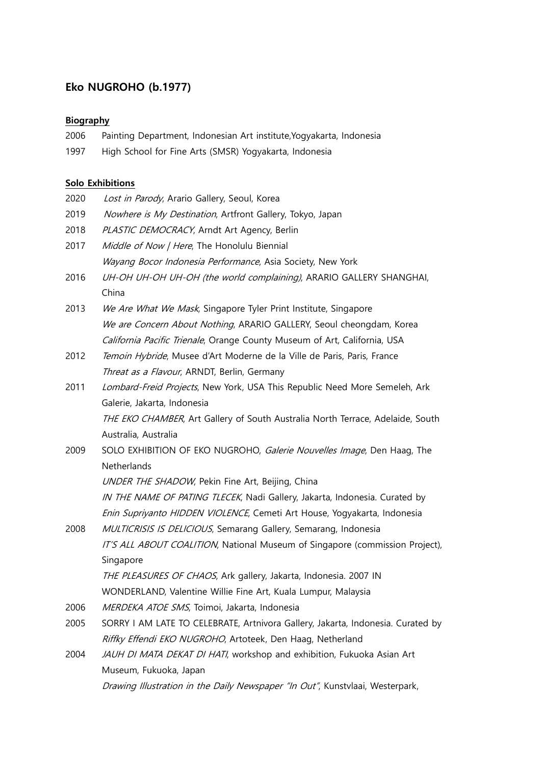## **Eko NUGROHO (b.1977)**

**Biography**

2006 Painting Department, Indonesian Art institute,Yogyakarta, Indonesia

1997 High School for Fine Arts (SMSR) Yogyakarta, Indonesia

**Solo Exhibitions**

2020 *Lost in Parody*, Arario Gallery, Seoul, Korea

2019 *Nowhere is My Destination*, Artfront Gallery, Tokyo, Japan

2018 *PLASTIC DEMOCRACY*, Arndt Art Agency, Berlin

2017 *Middle of Now | Here*, The Honolulu Biennial
*Wayang Bocor Indonesia Performance*, Asia Society, New York

2016 *UH-OH UH-OH UH-OH (the world complaining)*, ARARIO GALLERY SHANGHAI, China

2013 *We Are What We Mask*, Singapore Tyler Print Institute, Singapore
*We are Concern About Nothing*, ARARIO GALLERY, Seoul cheongdam, Korea
*California Pacific Trienale*, Orange County Museum of Art, California, USA

2012 *Temoin Hybride*, Musee d'Art Moderne de la Ville de Paris, Paris, France
*Threat as a Flavour*, ARNDT, Berlin, Germany

2011 *Lombard-Freid Projects*, New York, USA This Republic Need More Semeleh, Ark Galerie, Jakarta, Indonesia
*THE EKO CHAMBER*, Art Gallery of South Australia North Terrace, Adelaide, South Australia, Australia

2009 SOLO EXHIBITION OF EKO NUGROHO, *Galerie Nouvelles Image*, Den Haag, The Netherlands
*UNDER THE SHADOW*, Pekin Fine Art, Beijing, China
*IN THE NAME OF PATING TLECEK*, Nadi Gallery, Jakarta, Indonesia. Curated by *Enin Supriyanto HIDDEN VIOLENCE*, Cemeti Art House, Yogyakarta, Indonesia

2008 *MULTICRISIS IS DELICIOUS*, Semarang Gallery, Semarang, Indonesia
*IT'S ALL ABOUT COALITION*, National Museum of Singapore (commission Project), Singapore
*THE PLEASURES OF CHAOS*, Ark gallery, Jakarta, Indonesia. 2007 IN WONDERLAND, Valentine Willie Fine Art, Kuala Lumpur, Malaysia

2006 *MERDEKA ATOE SMS*, Toimoi, Jakarta, Indonesia

2005 SORRY I AM LATE TO CELEBRATE, Artnivora Gallery, Jakarta, Indonesia. Curated by *Riffky Effendi EKO NUGROHO*, Artoteek, Den Haag, Netherland

2004 *JAUH DI MATA DEKAT DI HATI*, workshop and exhibition, Fukuoka Asian Art Museum, Fukuoka, Japan
*Drawing Illustration in the Daily Newspaper "In Out"*, Kunstvlaai, Westerpark,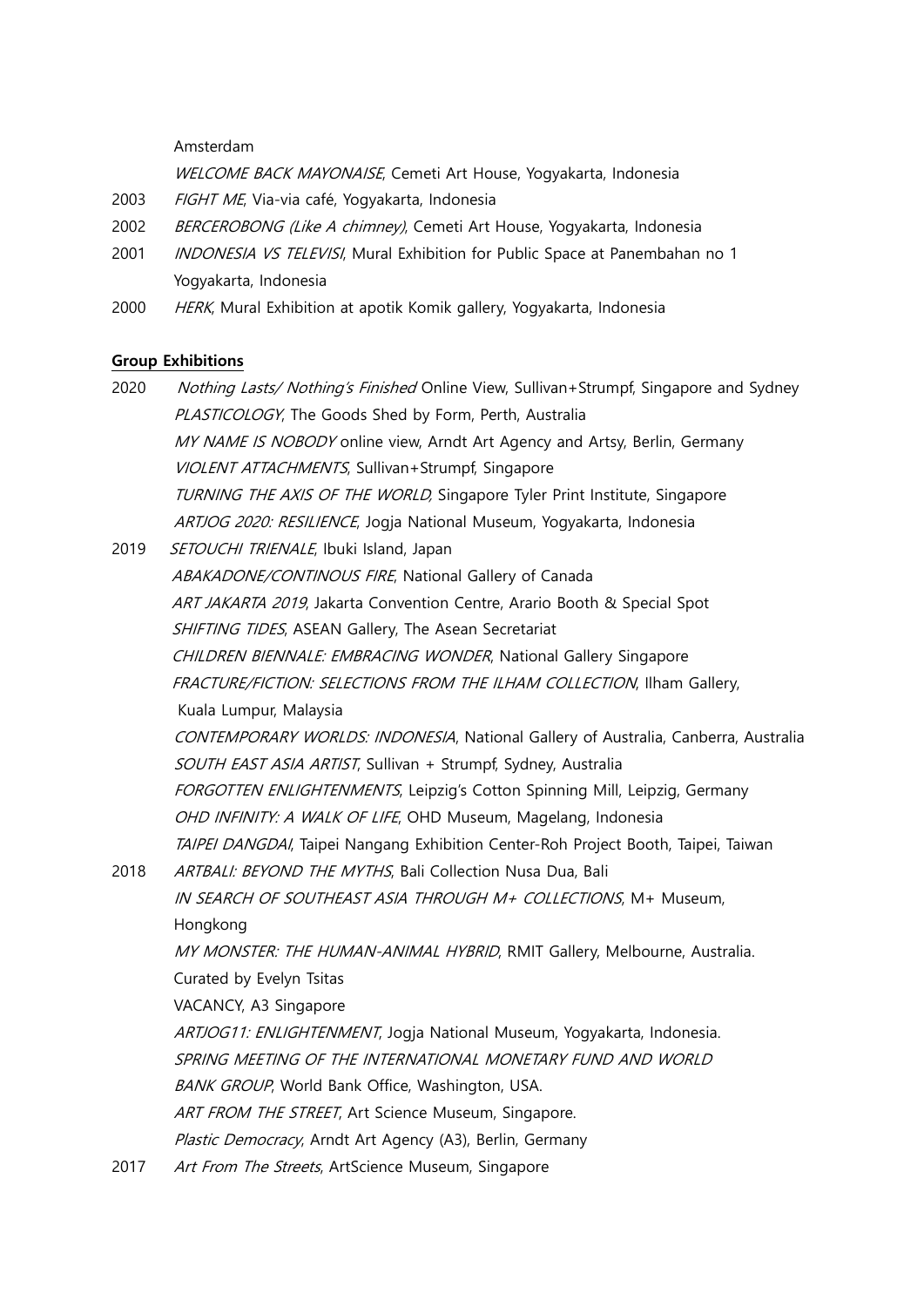Amsterdam

*WELCOME BACK MAYONAISE*, Cemeti Art House, Yogyakarta, Indonesia

2003 *FIGHT ME*, Via-via café, Yogyakarta, Indonesia

2002 *BERCEROBONG (Like A chimney)*, Cemeti Art House, Yogyakarta, Indonesia

2001 *INDONESIA VS TELEVISI*, Mural Exhibition for Public Space at Panembahan no 1 Yogyakarta, Indonesia

2000 *HERK*, Mural Exhibition at apotik Komik gallery, Yogyakarta, Indonesia

**Group Exhibitions**

2020 *Nothing Lasts/ Nothing's Finished* Online View, Sullivan+Strumpf, Singapore and Sydney
*PLASTICOLOGY*, The Goods Shed by Form, Perth, Australia
*MY NAME IS NOBODY* online view, Arndt Art Agency and Artsy, Berlin, Germany
*VIOLENT ATTACHMENTS*, Sullivan+Strumpf, Singapore
*TURNING THE AXIS OF THE WORLD*, Singapore Tyler Print Institute, Singapore
*ARTJOG 2020: RESILIENCE*, Jogja National Museum, Yogyakarta, Indonesia

2019 *SETOUCHI TRIENALE*, Ibuki Island, Japan
*ABAKADONE/CONTINOUS FIRE*, National Gallery of Canada
*ART JAKARTA 2019*, Jakarta Convention Centre, Arario Booth & Special Spot
*SHIFTING TIDES*, ASEAN Gallery, The Asean Secretariat
*CHILDREN BIENNALE: EMBRACING WONDER*, National Gallery Singapore
*FRACTURE/FICTION: SELECTIONS FROM THE ILHAM COLLECTION*, Ilham Gallery, Kuala Lumpur, Malaysia
*CONTEMPORARY WORLDS: INDONESIA*, National Gallery of Australia, Canberra, Australia
*SOUTH EAST ASIA ARTIST*, Sullivan + Strumpf, Sydney, Australia
*FORGOTTEN ENLIGHTENMENTS*, Leipzig's Cotton Spinning Mill, Leipzig, Germany
*OHD INFINITY: A WALK OF LIFE*, OHD Museum, Magelang, Indonesia
*TAIPEI DANGDAI*, Taipei Nangang Exhibition Center-Roh Project Booth, Taipei, Taiwan

2018 *ARTBALI: BEYOND THE MYTHS*, Bali Collection Nusa Dua, Bali
*IN SEARCH OF SOUTHEAST ASIA THROUGH M+ COLLECTIONS*, M+ Museum, Hongkong
*MY MONSTER: THE HUMAN-ANIMAL HYBRID*, RMIT Gallery, Melbourne, Australia. Curated by Evelyn Tsitas
VACANCY, A3 Singapore
*ARTJOG11: ENLIGHTENMENT*, Jogja National Museum, Yogyakarta, Indonesia.
*SPRING MEETING OF THE INTERNATIONAL MONETARY FUND AND WORLD BANK GROUP*, World Bank Office, Washington, USA.
*ART FROM THE STREET*, Art Science Museum, Singapore.
*Plastic Democracy*, Arndt Art Agency (A3), Berlin, Germany

2017 *Art From The Streets*, ArtScience Museum, Singapore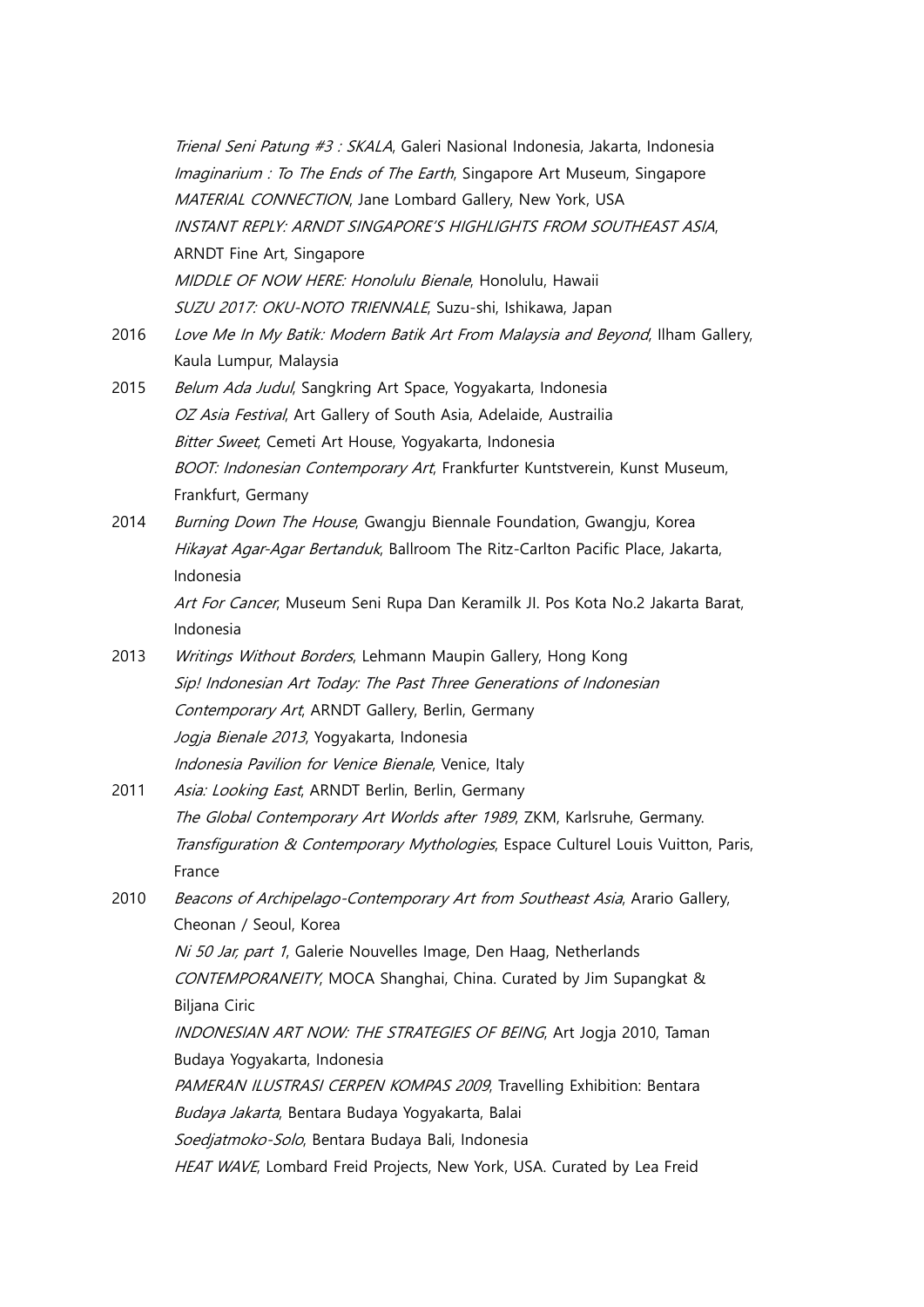*Trienal Seni Patung #3 : SKALA*, Galeri Nasional Indonesia, Jakarta, Indonesia
*Imaginarium : To The Ends of The Earth*, Singapore Art Museum, Singapore
*MATERIAL CONNECTION*, Jane Lombard Gallery, New York, USA
*INSTANT REPLY: ARNDT SINGAPORE'S HIGHLIGHTS FROM SOUTHEAST ASIA*, ARNDT Fine Art, Singapore
*MIDDLE OF NOW HERE: Honolulu Bienale*, Honolulu, Hawaii
*SUZU 2017: OKU-NOTO TRIENNALE*, Suzu-shi, Ishikawa, Japan

2016 *Love Me In My Batik: Modern Batik Art From Malaysia and Beyond*, Ilham Gallery, Kaula Lumpur, Malaysia

2015 *Belum Ada Judul*, Sangkring Art Space, Yogyakarta, Indonesia
*OZ Asia Festival*, Art Gallery of South Asia, Adelaide, Austrailia
*Bitter Sweet*, Cemeti Art House, Yogyakarta, Indonesia
*BOOT: Indonesian Contemporary Art*, Frankfurter Kuntstverein, Kunst Museum, Frankfurt, Germany

2014 *Burning Down The House*, Gwangju Biennale Foundation, Gwangju, Korea
*Hikayat Agar-Agar Bertanduk*, Ballroom The Ritz-Carlton Pacific Place, Jakarta, Indonesia
*Art For Cancer*, Museum Seni Rupa Dan Keramilk Jl. Pos Kota No.2 Jakarta Barat, Indonesia

2013 *Writings Without Borders*, Lehmann Maupin Gallery, Hong Kong
*Sip! Indonesian Art Today: The Past Three Generations of Indonesian Contemporary Art*, ARNDT Gallery, Berlin, Germany
*Jogja Bienale 2013*, Yogyakarta, Indonesia
*Indonesia Pavilion for Venice Bienale*, Venice, Italy

2011 *Asia: Looking East*, ARNDT Berlin, Berlin, Germany
*The Global Contemporary Art Worlds after 1989*, ZKM, Karlsruhe, Germany.
*Transfiguration & Contemporary Mythologies*, Espace Culturel Louis Vuitton, Paris, France

2010 *Beacons of Archipelago-Contemporary Art from Southeast Asia*, Arario Gallery, Cheonan / Seoul, Korea
*Ni 50 Jar, part 1*, Galerie Nouvelles Image, Den Haag, Netherlands
*CONTEMPORANEITY*, MOCA Shanghai, China. Curated by Jim Supangkat & Biljana Ciric
*INDONESIAN ART NOW: THE STRATEGIES OF BEING*, Art Jogja 2010, Taman Budaya Yogyakarta, Indonesia
*PAMERAN ILUSTRASI CERPEN KOMPAS 2009*, Travelling Exhibition: Bentara *Budaya Jakarta*, Bentara Budaya Yogyakarta, Balai *Soedjatmoko-Solo*, Bentara Budaya Bali, Indonesia
*HEAT WAVE*, Lombard Freid Projects, New York, USA. Curated by Lea Freid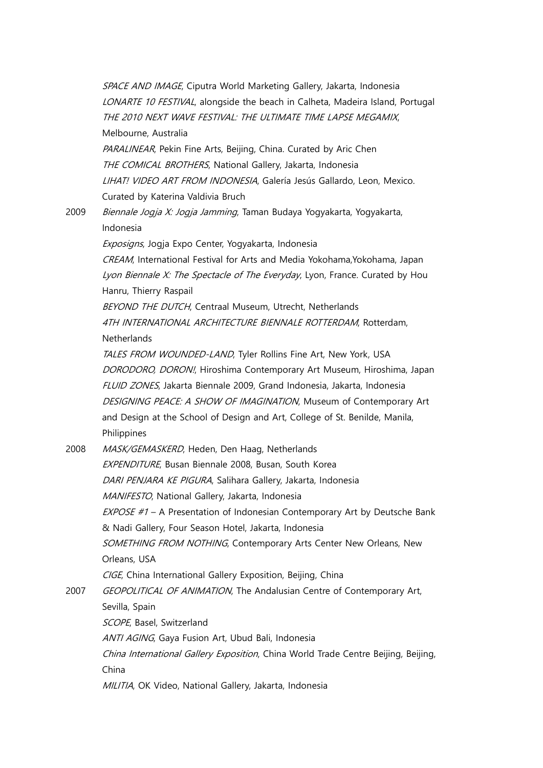*SPACE AND IMAGE*, Ciputra World Marketing Gallery, Jakarta, Indonesia
*LONARTE 10 FESTIVAL*, alongside the beach in Calheta, Madeira Island, Portugal
*THE 2010 NEXT WAVE FESTIVAL: THE ULTIMATE TIME LAPSE MEGAMIX*, Melbourne, Australia
*PARALINEAR*, Pekin Fine Arts, Beijing, China. Curated by Aric Chen
*THE COMICAL BROTHERS*, National Gallery, Jakarta, Indonesia
*LIHAT! VIDEO ART FROM INDONESIA*, Galería Jesús Gallardo, Leon, Mexico. Curated by Katerina Valdivia Bruch

2009 *Biennale Jogja X: Jogja Jamming*, Taman Budaya Yogyakarta, Yogyakarta, Indonesia
*Exposigns*, Jogja Expo Center, Yogyakarta, Indonesia
*CREAM*, International Festival for Arts and Media Yokohama,Yokohama, Japan
*Lyon Biennale X: The Spectacle of The Everyday*, Lyon, France. Curated by Hou Hanru, Thierry Raspail
*BEYOND THE DUTCH*, Centraal Museum, Utrecht, Netherlands
*4TH INTERNATIONAL ARCHITECTURE BIENNALE ROTTERDAM*, Rotterdam, Netherlands
*TALES FROM WOUNDED-LAND*, Tyler Rollins Fine Art, New York, USA
*DORODORO, DORON!*, Hiroshima Contemporary Art Museum, Hiroshima, Japan
*FLUID ZONES*, Jakarta Biennale 2009, Grand Indonesia, Jakarta, Indonesia
*DESIGNING PEACE: A SHOW OF IMAGINATION*, Museum of Contemporary Art and Design at the School of Design and Art, College of St. Benilde, Manila, Philippines

2008 *MASK/GEMASKERD*, Heden, Den Haag, Netherlands
*EXPENDITURE*, Busan Biennale 2008, Busan, South Korea
*DARI PENJARA KE PIGURA*, Salihara Gallery, Jakarta, Indonesia
*MANIFESTO*, National Gallery, Jakarta, Indonesia
*EXPOSE #1* – A Presentation of Indonesian Contemporary Art by Deutsche Bank & Nadi Gallery, Four Season Hotel, Jakarta, Indonesia
*SOMETHING FROM NOTHING*, Contemporary Arts Center New Orleans, New Orleans, USA
*CIGE*, China International Gallery Exposition, Beijing, China

2007 *GEOPOLITICAL OF ANIMATION*, The Andalusian Centre of Contemporary Art, Sevilla, Spain
*SCOPE*, Basel, Switzerland
*ANTI AGING*, Gaya Fusion Art, Ubud Bali, Indonesia
*China International Gallery Exposition*, China World Trade Centre Beijing, Beijing, China
*MILITIA*, OK Video, National Gallery, Jakarta, Indonesia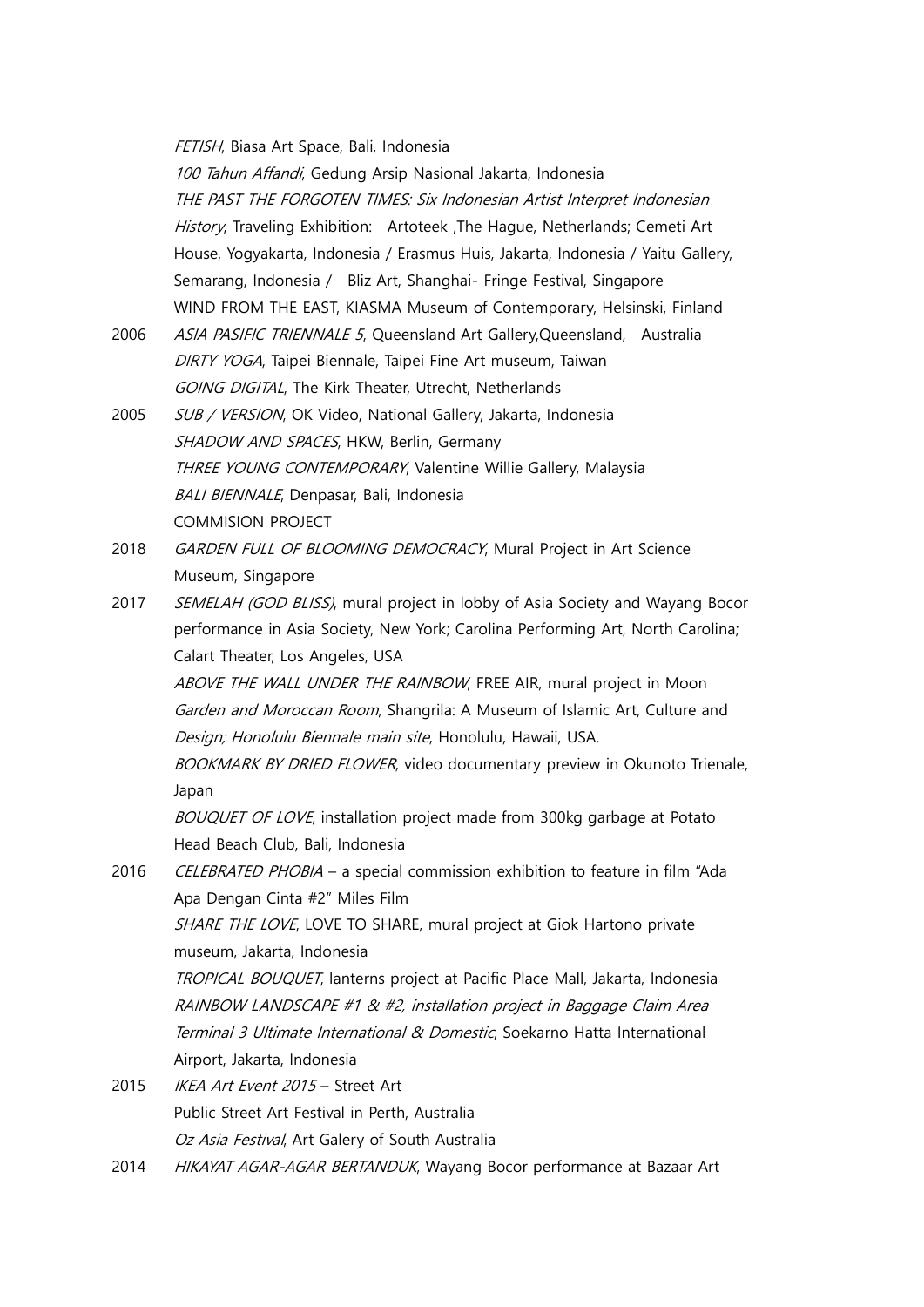*FETISH*, Biasa Art Space, Bali, Indonesia
*100 Tahun Affandi*, Gedung Arsip Nasional Jakarta, Indonesia
*THE PAST THE FORGOTEN TIMES: Six Indonesian Artist Interpret Indonesian History*, Traveling Exhibition: Artoteek ,The Hague, Netherlands; Cemeti Art House, Yogyakarta, Indonesia / Erasmus Huis, Jakarta, Indonesia / Yaitu Gallery, Semarang, Indonesia / Bliz Art, Shanghai- Fringe Festival, Singapore
WIND FROM THE EAST, KIASMA Museum of Contemporary, Helsinski, Finland

2006 *ASIA PASIFIC TRIENNALE 5*, Queensland Art Gallery,Queensland, Australia
*DIRTY YOGA*, Taipei Biennale, Taipei Fine Art museum, Taiwan
*GOING DIGITAL*, The Kirk Theater, Utrecht, Netherlands

2005 *SUB / VERSION*, OK Video, National Gallery, Jakarta, Indonesia
*SHADOW AND SPACES*, HKW, Berlin, Germany
*THREE YOUNG CONTEMPORARY*, Valentine Willie Gallery, Malaysia
*BALI BIENNALE*, Denpasar, Bali, Indonesia

COMMISION PROJECT

2018 *GARDEN FULL OF BLOOMING DEMOCRACY*, Mural Project in Art Science Museum, Singapore

2017 *SEMELAH (GOD BLISS)*, mural project in lobby of Asia Society and Wayang Bocor performance in Asia Society, New York; Carolina Performing Art, North Carolina; Calart Theater, Los Angeles, USA
*ABOVE THE WALL UNDER THE RAINBOW*, FREE AIR, mural project in Moon *Garden and Moroccan Room*, Shangrila: A Museum of Islamic Art, Culture and *Design; Honolulu Biennale main site*, Honolulu, Hawaii, USA.
*BOOKMARK BY DRIED FLOWER*, video documentary preview in Okunoto Trienale, Japan
*BOUQUET OF LOVE*, installation project made from 300kg garbage at Potato Head Beach Club, Bali, Indonesia

2016 *CELEBRATED PHOBIA* – a special commission exhibition to feature in film "Ada Apa Dengan Cinta #2" Miles Film
*SHARE THE LOVE*, LOVE TO SHARE, mural project at Giok Hartono private museum, Jakarta, Indonesia
*TROPICAL BOUQUET*, lanterns project at Pacific Place Mall, Jakarta, Indonesia
*RAINBOW LANDSCAPE #1 & #2, installation project in Baggage Claim Area Terminal 3 Ultimate International & Domestic*, Soekarno Hatta International Airport, Jakarta, Indonesia

2015 *IKEA Art Event 2015* – Street Art
Public Street Art Festival in Perth, Australia
*Oz Asia Festival*, Art Galery of South Australia

2014 *HIKAYAT AGAR-AGAR BERTANDUK*, Wayang Bocor performance at Bazaar Art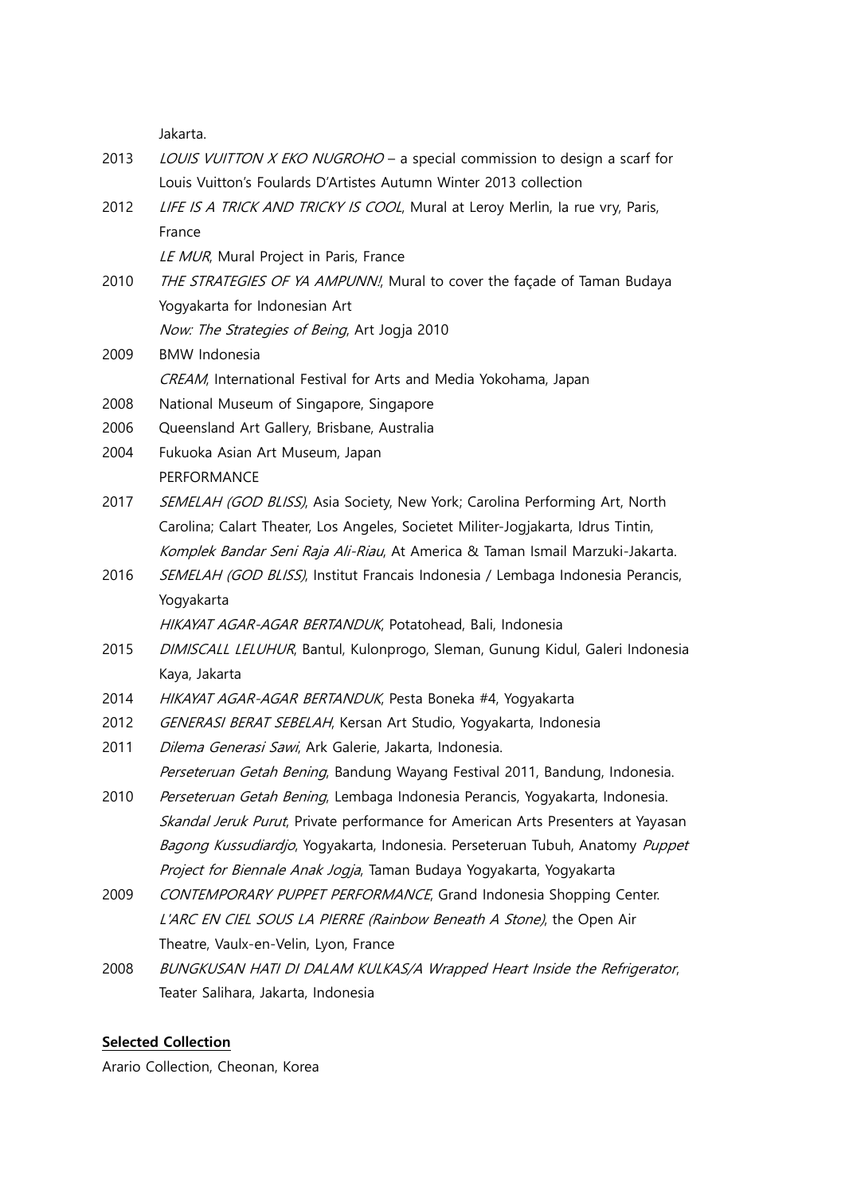Jakarta.

2013 *LOUIS VUITTON X EKO NUGROHO* – a special commission to design a scarf for Louis Vuitton's Foulards D'Artistes Autumn Winter 2013 collection

2012 *LIFE IS A TRICK AND TRICKY IS COOL*, Mural at Leroy Merlin, Ia rue vry, Paris, France

*LE MUR*, Mural Project in Paris, France

2010 *THE STRATEGIES OF YA AMPUNN!*, Mural to cover the façade of Taman Budaya Yogyakarta for Indonesian Art

*Now: The Strategies of Being*, Art Jogja 2010

2009 BMW Indonesia

*CREAM*, International Festival for Arts and Media Yokohama, Japan

2008 National Museum of Singapore, Singapore

2006 Queensland Art Gallery, Brisbane, Australia

2004 Fukuoka Asian Art Museum, Japan

PERFORMANCE

2017 *SEMELAH (GOD BLISS)*, Asia Society, New York; Carolina Performing Art, North Carolina; Calart Theater, Los Angeles, Societet Militer-Jogjakarta, Idrus Tintin, *Komplek Bandar Seni Raja Ali-Riau*, At America & Taman Ismail Marzuki-Jakarta.

2016 *SEMELAH (GOD BLISS)*, Institut Francais Indonesia / Lembaga Indonesia Perancis, Yogyakarta

*HIKAYAT AGAR-AGAR BERTANDUK*, Potatohead, Bali, Indonesia

2015 *DIMISCALL LELUHUR*, Bantul, Kulonprogo, Sleman, Gunung Kidul, Galeri Indonesia Kaya, Jakarta

2014 *HIKAYAT AGAR-AGAR BERTANDUK*, Pesta Boneka #4, Yogyakarta

2012 *GENERASI BERAT SEBELAH*, Kersan Art Studio, Yogyakarta, Indonesia

2011 *Dilema Generasi Sawi*, Ark Galerie, Jakarta, Indonesia.

*Perseteruan Getah Bening*, Bandung Wayang Festival 2011, Bandung, Indonesia.

2010 *Perseteruan Getah Bening*, Lembaga Indonesia Perancis, Yogyakarta, Indonesia.

*Skandal Jeruk Purut*, Private performance for American Arts Presenters at Yayasan *Bagong Kussudiardjo*, Yogyakarta, Indonesia. Perseteruan Tubuh, Anatomy *Puppet Project for Biennale Anak Jogja*, Taman Budaya Yogyakarta, Yogyakarta

2009 *CONTEMPORARY PUPPET PERFORMANCE*, Grand Indonesia Shopping Center.

*L'ARC EN CIEL SOUS LA PIERRE (Rainbow Beneath A Stone)*, the Open Air Theatre, Vaulx-en-Velin, Lyon, France

2008 *BUNGKUSAN HATI DI DALAM KULKAS/A Wrapped Heart Inside the Refrigerator*, Teater Salihara, Jakarta, Indonesia

**Selected Collection**

Arario Collection, Cheonan, Korea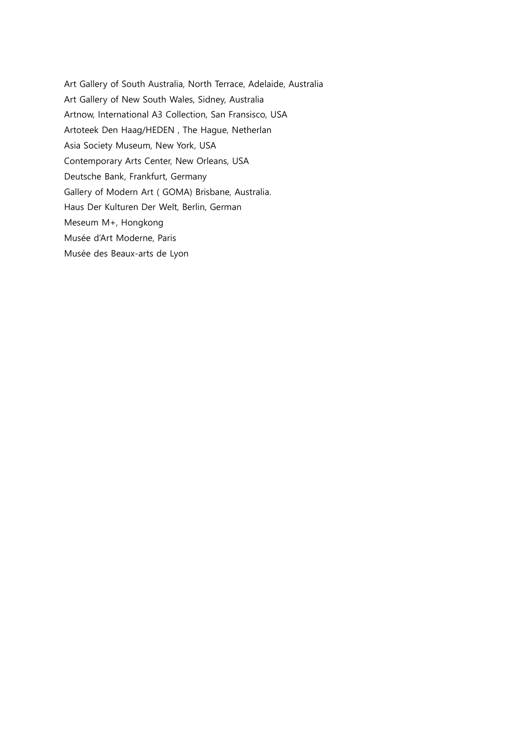Art Gallery of South Australia, North Terrace, Adelaide, Australia

Art Gallery of New South Wales, Sidney, Australia

Artnow, International A3 Collection, San Fransisco, USA

Artoteek Den Haag/HEDEN , The Hague, Netherlan

Asia Society Museum, New York, USA

Contemporary Arts Center, New Orleans, USA

Deutsche Bank, Frankfurt, Germany

Gallery of Modern Art ( GOMA) Brisbane, Australia.

Haus Der Kulturen Der Welt, Berlin, German

Meseum M+, Hongkong

Musée d'Art Moderne, Paris

Musée des Beaux-arts de Lyon